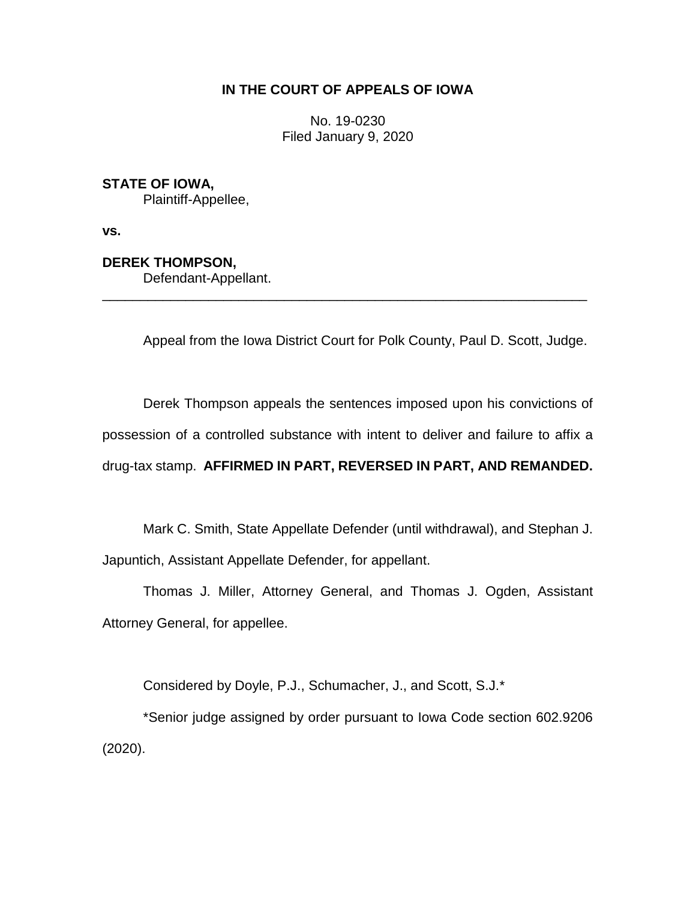**IN THE COURT OF APPEALS OF IOWA**

No. 19-0230
Filed January 9, 2020

**STATE OF IOWA,**
Plaintiff-Appellee,

**vs.**

**DEREK THOMPSON,**
Defendant-Appellant.

---

Appeal from the Iowa District Court for Polk County, Paul D. Scott, Judge.

Derek Thompson appeals the sentences imposed upon his convictions of possession of a controlled substance with intent to deliver and failure to affix a drug-tax stamp. **AFFIRMED IN PART, REVERSED IN PART, AND REMANDED.**

Mark C. Smith, State Appellate Defender (until withdrawal), and Stephan J. Japuntich, Assistant Appellate Defender, for appellant.

Thomas J. Miller, Attorney General, and Thomas J. Ogden, Assistant Attorney General, for appellee.

Considered by Doyle, P.J., Schumacher, J., and Scott, S.J.*

*Senior judge assigned by order pursuant to Iowa Code section 602.9206 (2020).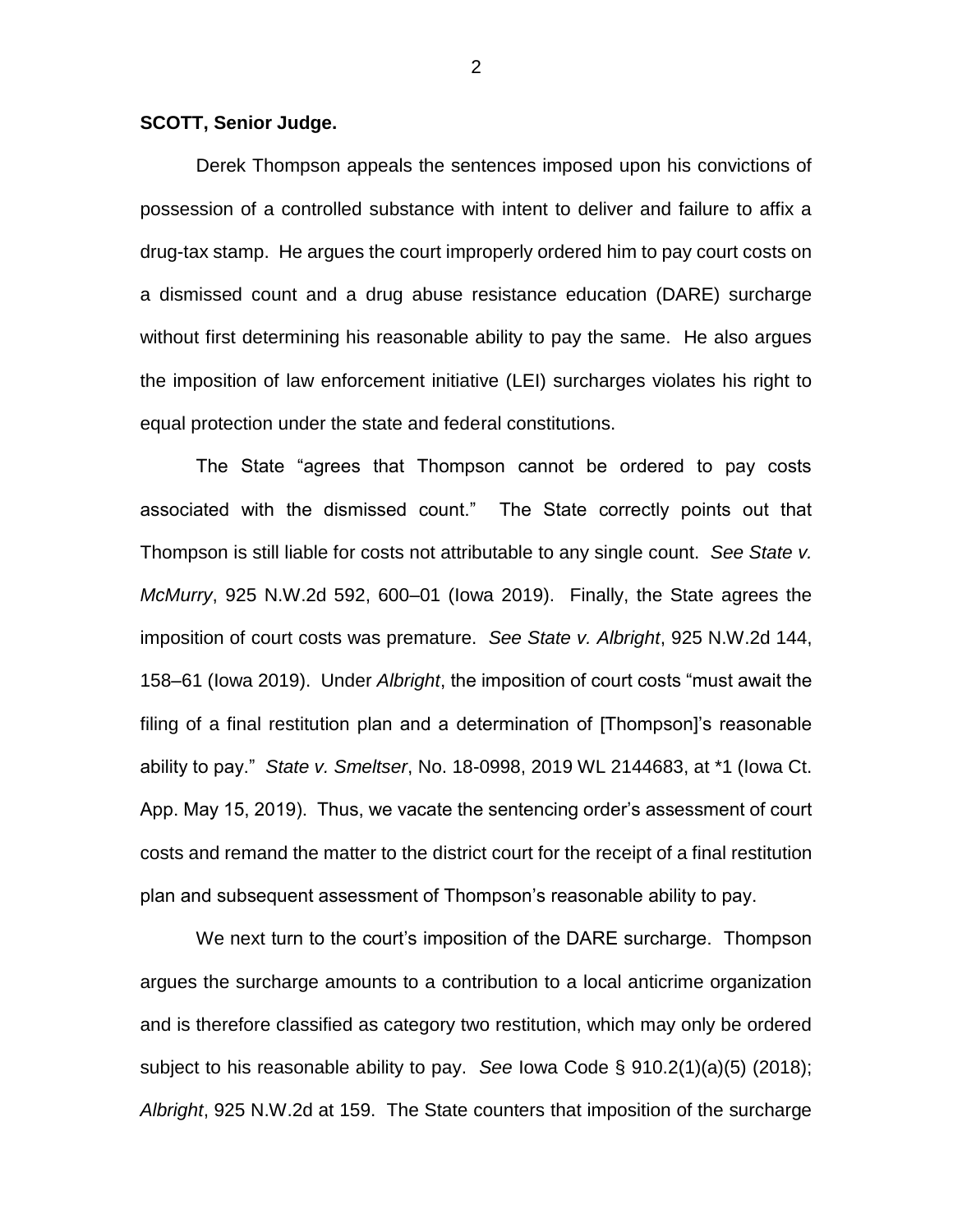**SCOTT, Senior Judge.**

Derek Thompson appeals the sentences imposed upon his convictions of possession of a controlled substance with intent to deliver and failure to affix a drug-tax stamp. He argues the court improperly ordered him to pay court costs on a dismissed count and a drug abuse resistance education (DARE) surcharge without first determining his reasonable ability to pay the same. He also argues the imposition of law enforcement initiative (LEI) surcharges violates his right to equal protection under the state and federal constitutions.

The State "agrees that Thompson cannot be ordered to pay costs associated with the dismissed count." The State correctly points out that Thompson is still liable for costs not attributable to any single count. *See State v. McMurry*, 925 N.W.2d 592, 600–01 (Iowa 2019). Finally, the State agrees the imposition of court costs was premature. *See State v. Albright*, 925 N.W.2d 144, 158–61 (Iowa 2019). Under *Albright*, the imposition of court costs "must await the filing of a final restitution plan and a determination of [Thompson]'s reasonable ability to pay." *State v. Smeltser*, No. 18-0998, 2019 WL 2144683, at *1 (Iowa Ct. App. May 15, 2019). Thus, we vacate the sentencing order's assessment of court costs and remand the matter to the district court for the receipt of a final restitution plan and subsequent assessment of Thompson's reasonable ability to pay.

We next turn to the court's imposition of the DARE surcharge. Thompson argues the surcharge amounts to a contribution to a local anticrime organization and is therefore classified as category two restitution, which may only be ordered subject to his reasonable ability to pay. *See* Iowa Code § 910.2(1)(a)(5) (2018); *Albright*, 925 N.W.2d at 159. The State counters that imposition of the surcharge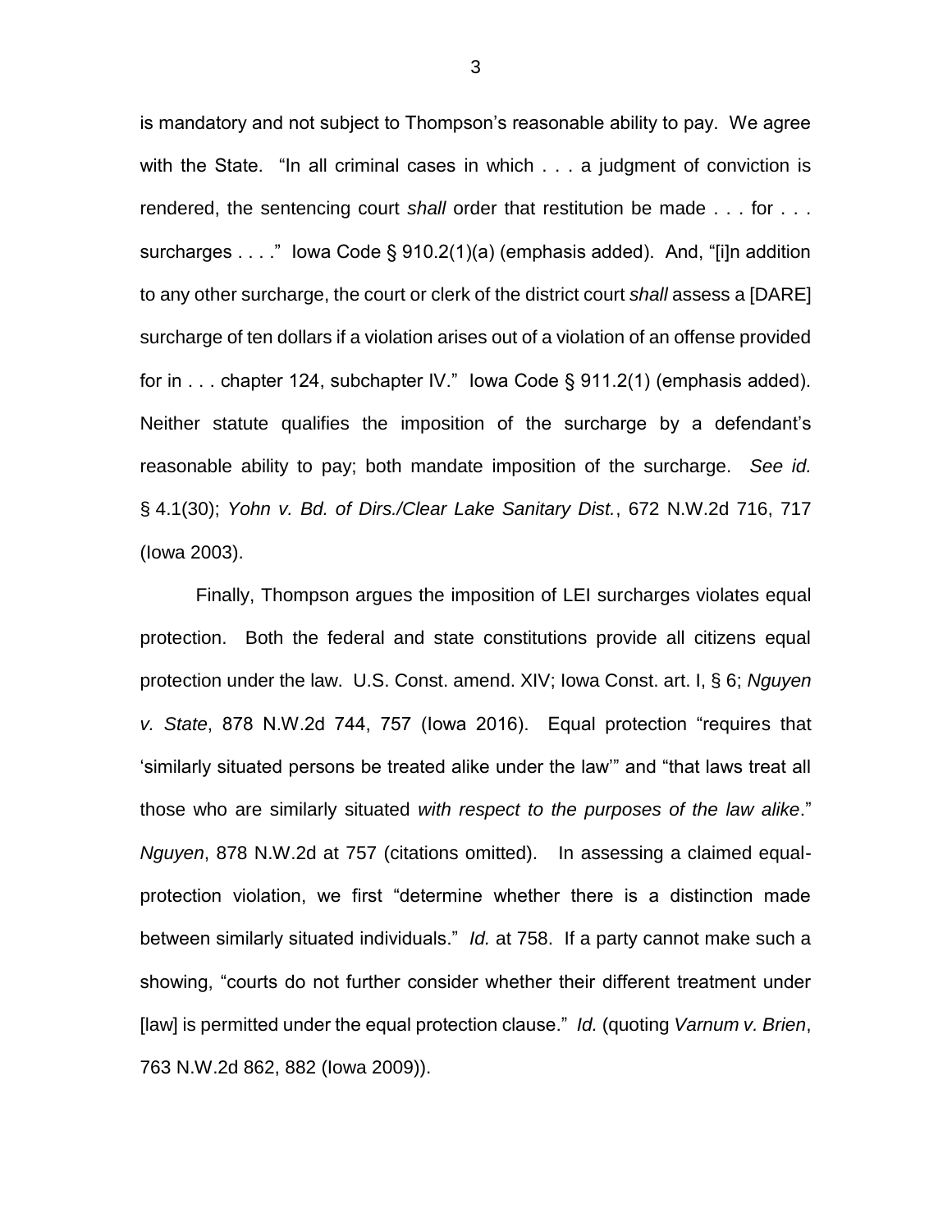is mandatory and not subject to Thompson's reasonable ability to pay. We agree with the State. "In all criminal cases in which . . . a judgment of conviction is rendered, the sentencing court *shall* order that restitution be made . . . for . . . surcharges . . . ." Iowa Code § 910.2(1)(a) (emphasis added). And, "[i]n addition to any other surcharge, the court or clerk of the district court *shall* assess a [DARE] surcharge of ten dollars if a violation arises out of a violation of an offense provided for in . . . chapter 124, subchapter IV." Iowa Code § 911.2(1) (emphasis added). Neither statute qualifies the imposition of the surcharge by a defendant's reasonable ability to pay; both mandate imposition of the surcharge. *See id.* § 4.1(30); *Yohn v. Bd. of Dirs./Clear Lake Sanitary Dist.*, 672 N.W.2d 716, 717 (Iowa 2003).

Finally, Thompson argues the imposition of LEI surcharges violates equal protection. Both the federal and state constitutions provide all citizens equal protection under the law. U.S. Const. amend. XIV; Iowa Const. art. I, § 6; *Nguyen v. State*, 878 N.W.2d 744, 757 (Iowa 2016). Equal protection "requires that 'similarly situated persons be treated alike under the law'" and "that laws treat all those who are similarly situated *with respect to the purposes of the law alike*." *Nguyen*, 878 N.W.2d at 757 (citations omitted). In assessing a claimed equal-protection violation, we first "determine whether there is a distinction made between similarly situated individuals." *Id.* at 758. If a party cannot make such a showing, "courts do not further consider whether their different treatment under [law] is permitted under the equal protection clause." *Id.* (quoting *Varnum v. Brien*, 763 N.W.2d 862, 882 (Iowa 2009)).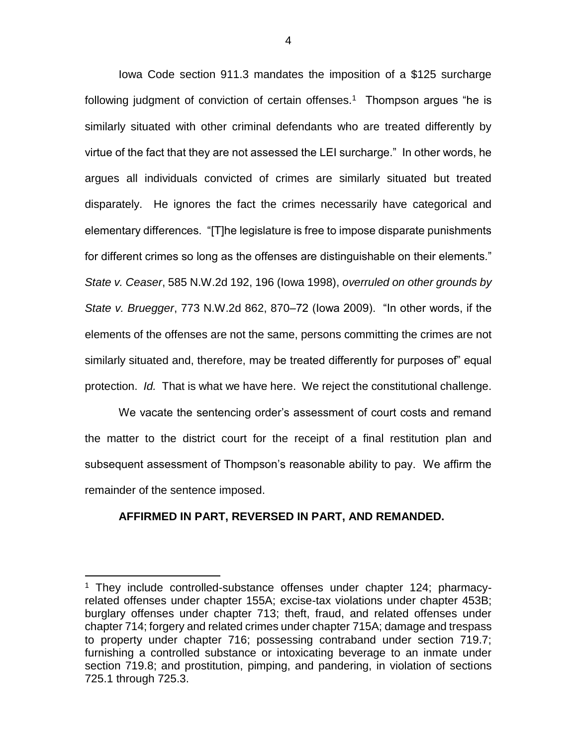Iowa Code section 911.3 mandates the imposition of a $125 surcharge following judgment of conviction of certain offenses.[1] Thompson argues "he is similarly situated with other criminal defendants who are treated differently by virtue of the fact that they are not assessed the LEI surcharge." In other words, he argues all individuals convicted of crimes are similarly situated but treated disparately. He ignores the fact the crimes necessarily have categorical and elementary differences. "[T]he legislature is free to impose disparate punishments for different crimes so long as the offenses are distinguishable on their elements." *State v. Ceaser*, 585 N.W.2d 192, 196 (Iowa 1998), *overruled on other grounds by State v. Bruegger*, 773 N.W.2d 862, 870–72 (Iowa 2009). "In other words, if the elements of the offenses are not the same, persons committing the crimes are not similarly situated and, therefore, may be treated differently for purposes of" equal protection. *Id.* That is what we have here. We reject the constitutional challenge.

We vacate the sentencing order's assessment of court costs and remand the matter to the district court for the receipt of a final restitution plan and subsequent assessment of Thompson's reasonable ability to pay. We affirm the remainder of the sentence imposed.

**AFFIRMED IN PART, REVERSED IN PART, AND REMANDED.**

---

[1] They include controlled-substance offenses under chapter 124; pharmacy-related offenses under chapter 155A; excise-tax violations under chapter 453B; burglary offenses under chapter 713; theft, fraud, and related offenses under chapter 714; forgery and related crimes under chapter 715A; damage and trespass to property under chapter 716; possessing contraband under section 719.7; furnishing a controlled substance or intoxicating beverage to an inmate under section 719.8; and prostitution, pimping, and pandering, in violation of sections 725.1 through 725.3.